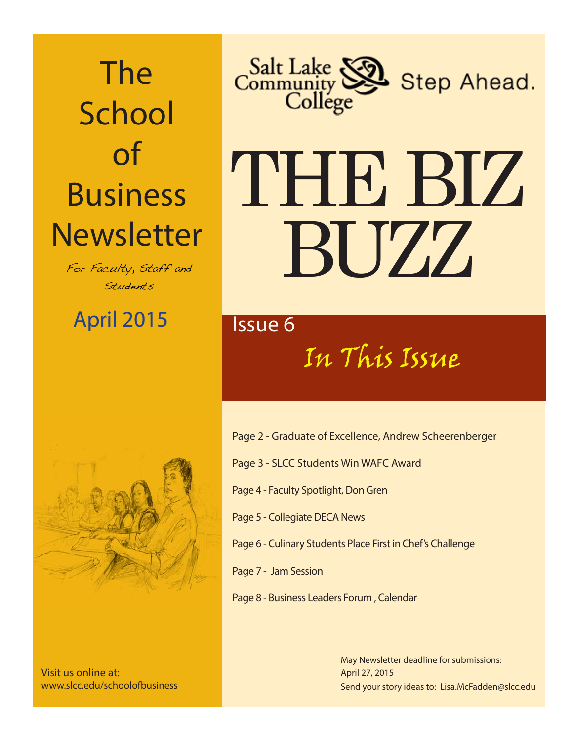# The School of Business Newsletter

*For Faculty, Staff and Students*

April 2015

Salt Lake Community College — Step Ahead.

# THE BIZ BUZZ

## Issue 6

## *In This Issue*

- Page 2 - Graduate of Excellence, Andrew Scheerenberger
- Page 3 - SLCC Students Win WAFC Award
- Page 4 - Faculty Spotlight, Don Gren
- Page 5 - Collegiate DECA News
- Page 6 - Culinary Students Place First in Chef's Challenge
- Page 7 - Jam Session
- Page 8 - Business Leaders Forum , Calendar

Visit us online at:
www.slcc.edu/schoolofbusiness

May Newsletter deadline for submissions:
April 27, 2015
Send your story ideas to: Lisa.McFadden@slcc.edu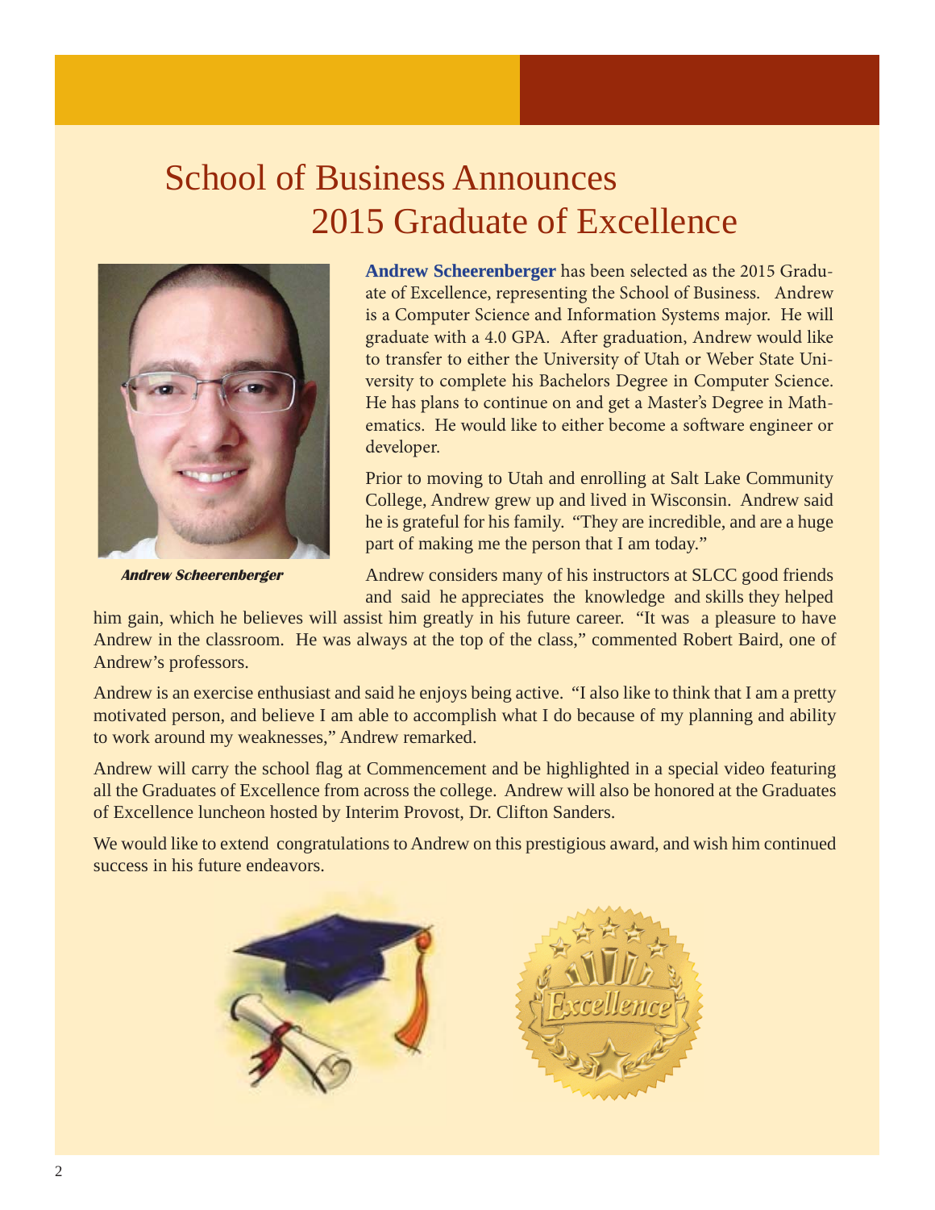# School of Business Announces 2015 Graduate of Excellence

*Andrew Scheerenberger*

**Andrew Scheerenberger** has been selected as the 2015 Graduate of Excellence, representing the School of Business. Andrew is a Computer Science and Information Systems major. He will graduate with a 4.0 GPA. After graduation, Andrew would like to transfer to either the University of Utah or Weber State University to complete his Bachelors Degree in Computer Science. He has plans to continue on and get a Master's Degree in Mathematics. He would like to either become a software engineer or developer.

Prior to moving to Utah and enrolling at Salt Lake Community College, Andrew grew up and lived in Wisconsin. Andrew said he is grateful for his family. "They are incredible, and are a huge part of making me the person that I am today."

Andrew considers many of his instructors at SLCC good friends and said he appreciates the knowledge and skills they helped him gain, which he believes will assist him greatly in his future career. "It was a pleasure to have Andrew in the classroom. He was always at the top of the class," commented Robert Baird, one of Andrew's professors.

Andrew is an exercise enthusiast and said he enjoys being active. "I also like to think that I am a pretty motivated person, and believe I am able to accomplish what I do because of my planning and ability to work around my weaknesses," Andrew remarked.

Andrew will carry the school flag at Commencement and be highlighted in a special video featuring all the Graduates of Excellence from across the college. Andrew will also be honored at the Graduates of Excellence luncheon hosted by Interim Provost, Dr. Clifton Sanders.

We would like to extend congratulations to Andrew on this prestigious award, and wish him continued success in his future endeavors.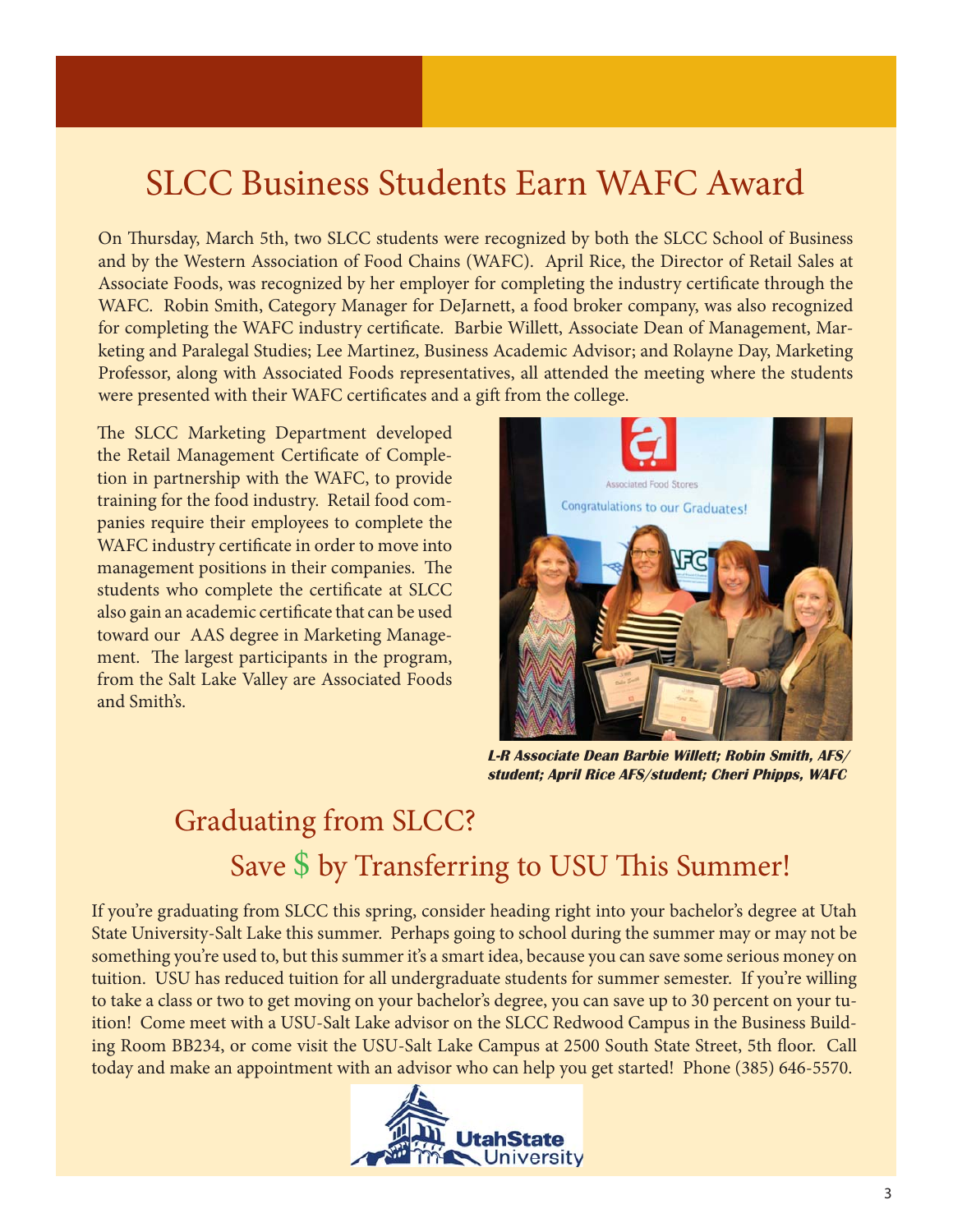# SLCC Business Students Earn WAFC Award

On Thursday, March 5th, two SLCC students were recognized by both the SLCC School of Business and by the Western Association of Food Chains (WAFC). April Rice, the Director of Retail Sales at Associate Foods, was recognized by her employer for completing the industry certificate through the WAFC. Robin Smith, Category Manager for DeJarnett, a food broker company, was also recognized for completing the WAFC industry certificate. Barbie Willett, Associate Dean of Management, Marketing and Paralegal Studies; Lee Martinez, Business Academic Advisor; and Rolayne Day, Marketing Professor, along with Associated Foods representatives, all attended the meeting where the students were presented with their WAFC certificates and a gift from the college.

The SLCC Marketing Department developed the Retail Management Certificate of Completion in partnership with the WAFC, to provide training for the food industry. Retail food companies require their employees to complete the WAFC industry certificate in order to move into management positions in their companies. The students who complete the certificate at SLCC also gain an academic certificate that can be used toward our AAS degree in Marketing Management. The largest participants in the program, from the Salt Lake Valley are Associated Foods and Smith's.

***L-R Associate Dean Barbie Willett; Robin Smith, AFS/ student; April Rice AFS/student; Cheri Phipps, WAFC***

## Graduating from SLCC?
## Save $ by Transferring to USU This Summer!

If you're graduating from SLCC this spring, consider heading right into your bachelor's degree at Utah State University-Salt Lake this summer. Perhaps going to school during the summer may or may not be something you're used to, but this summer it's a smart idea, because you can save some serious money on tuition. USU has reduced tuition for all undergraduate students for summer semester. If you're willing to take a class or two to get moving on your bachelor's degree, you can save up to 30 percent on your tuition! Come meet with a USU-Salt Lake advisor on the SLCC Redwood Campus in the Business Building Room BB234, or come visit the USU-Salt Lake Campus at 2500 South State Street, 5th floor. Call today and make an appointment with an advisor who can help you get started! Phone (385) 646-5570.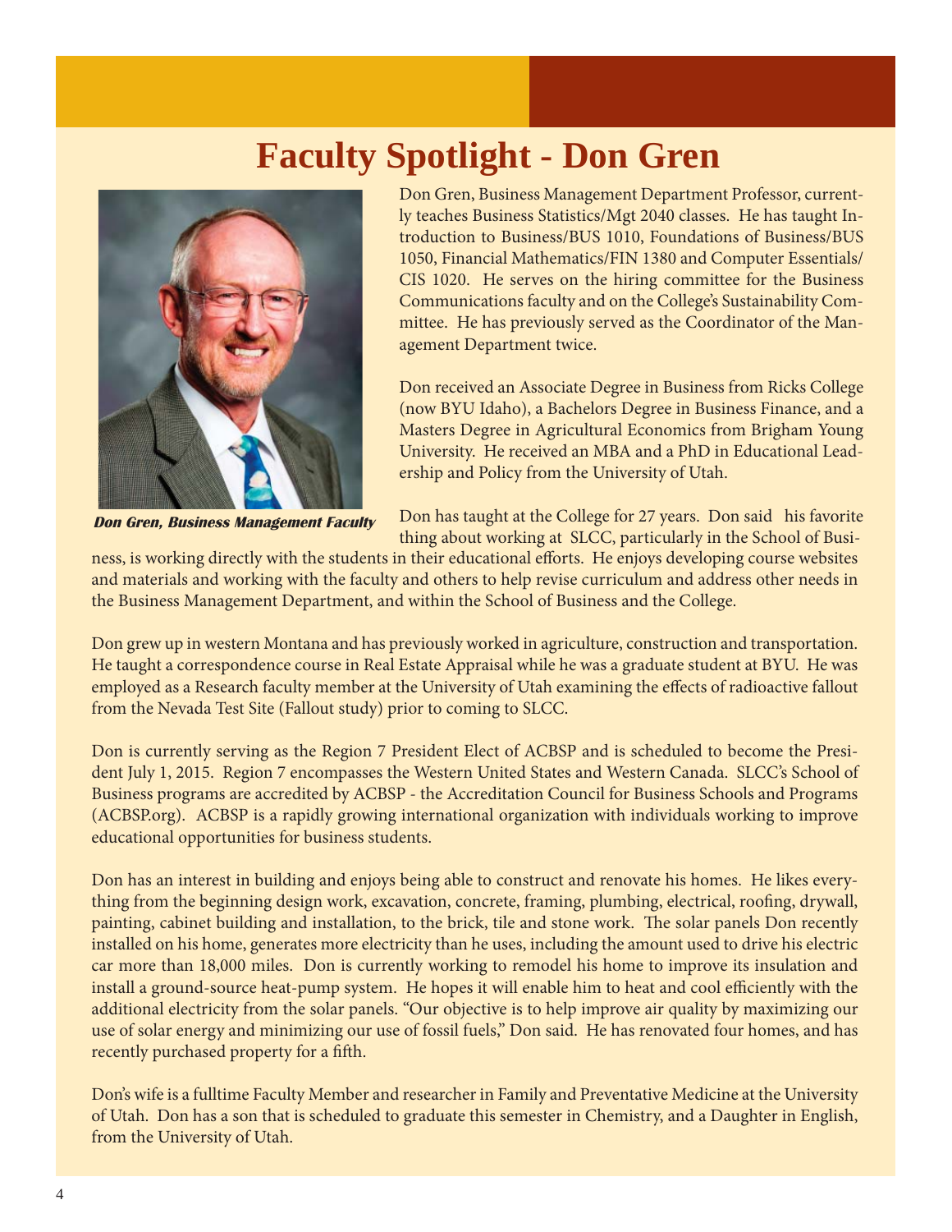# Faculty Spotlight - Don Gren

***Don Gren, Business Management Faculty***

Don Gren, Business Management Department Professor, currently teaches Business Statistics/Mgt 2040 classes. He has taught Introduction to Business/BUS 1010, Foundations of Business/BUS 1050, Financial Mathematics/FIN 1380 and Computer Essentials/CIS 1020. He serves on the hiring committee for the Business Communications faculty and on the College's Sustainability Committee. He has previously served as the Coordinator of the Management Department twice.

Don received an Associate Degree in Business from Ricks College (now BYU Idaho), a Bachelors Degree in Business Finance, and a Masters Degree in Agricultural Economics from Brigham Young University. He received an MBA and a PhD in Educational Leadership and Policy from the University of Utah.

Don has taught at the College for 27 years. Don said his favorite thing about working at SLCC, particularly in the School of Business, is working directly with the students in their educational efforts. He enjoys developing course websites and materials and working with the faculty and others to help revise curriculum and address other needs in the Business Management Department, and within the School of Business and the College.

Don grew up in western Montana and has previously worked in agriculture, construction and transportation. He taught a correspondence course in Real Estate Appraisal while he was a graduate student at BYU. He was employed as a Research faculty member at the University of Utah examining the effects of radioactive fallout from the Nevada Test Site (Fallout study) prior to coming to SLCC.

Don is currently serving as the Region 7 President Elect of ACBSP and is scheduled to become the President July 1, 2015. Region 7 encompasses the Western United States and Western Canada. SLCC's School of Business programs are accredited by ACBSP - the Accreditation Council for Business Schools and Programs (ACBSP.org). ACBSP is a rapidly growing international organization with individuals working to improve educational opportunities for business students.

Don has an interest in building and enjoys being able to construct and renovate his homes. He likes everything from the beginning design work, excavation, concrete, framing, plumbing, electrical, roofing, drywall, painting, cabinet building and installation, to the brick, tile and stone work. The solar panels Don recently installed on his home, generates more electricity than he uses, including the amount used to drive his electric car more than 18,000 miles. Don is currently working to remodel his home to improve its insulation and install a ground-source heat-pump system. He hopes it will enable him to heat and cool efficiently with the additional electricity from the solar panels. "Our objective is to help improve air quality by maximizing our use of solar energy and minimizing our use of fossil fuels," Don said. He has renovated four homes, and has recently purchased property for a fifth.

Don's wife is a fulltime Faculty Member and researcher in Family and Preventative Medicine at the University of Utah. Don has a son that is scheduled to graduate this semester in Chemistry, and a Daughter in English, from the University of Utah.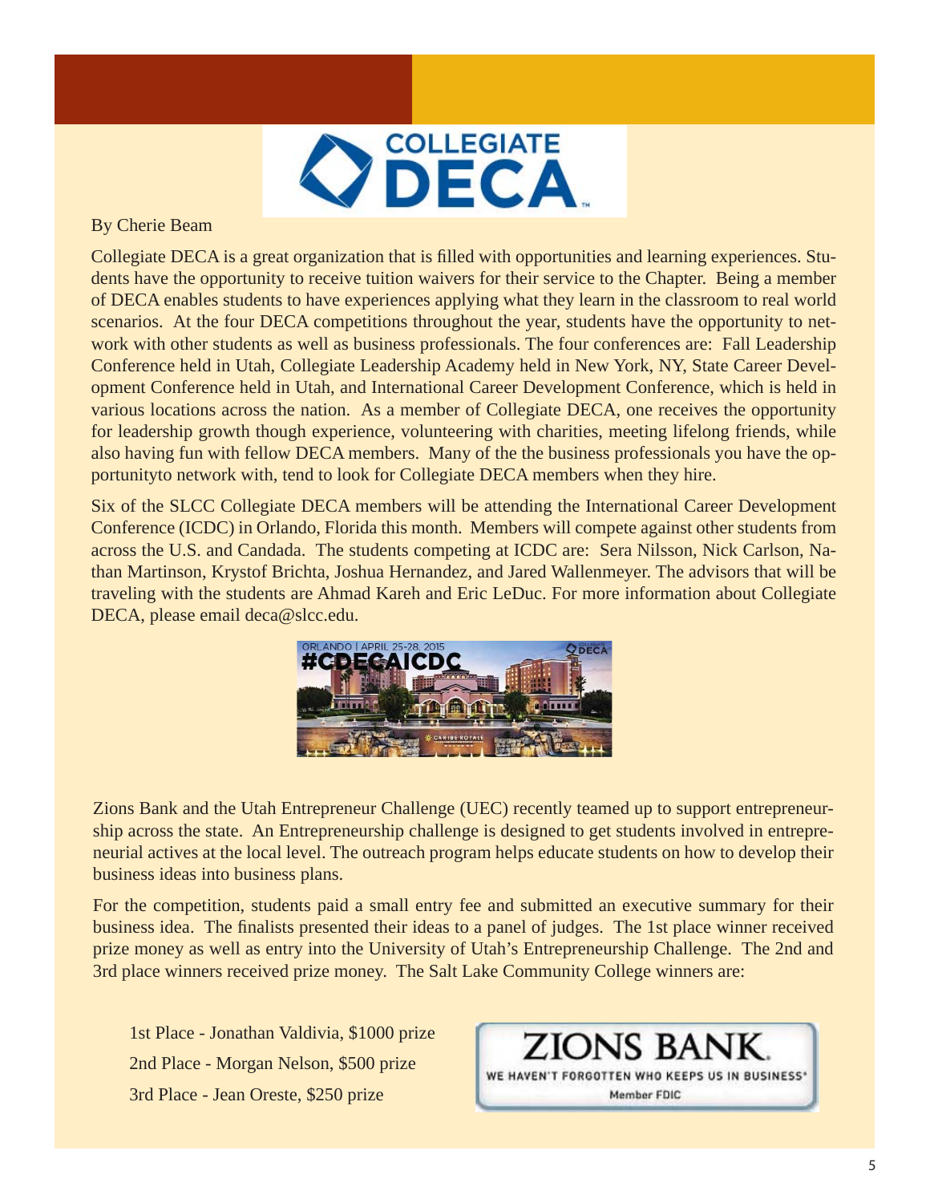# COLLEGIATE DECA

By Cherie Beam

Collegiate DECA is a great organization that is filled with opportunities and learning experiences. Students have the opportunity to receive tuition waivers for their service to the Chapter. Being a member of DECA enables students to have experiences applying what they learn in the classroom to real world scenarios. At the four DECA competitions throughout the year, students have the opportunity to network with other students as well as business professionals. The four conferences are: Fall Leadership Conference held in Utah, Collegiate Leadership Academy held in New York, NY, State Career Development Conference held in Utah, and International Career Development Conference, which is held in various locations across the nation. As a member of Collegiate DECA, one receives the opportunity for leadership growth though experience, volunteering with charities, meeting lifelong friends, while also having fun with fellow DECA members. Many of the the business professionals you have the opportunityto network with, tend to look for Collegiate DECA members when they hire.

Six of the SLCC Collegiate DECA members will be attending the International Career Development Conference (ICDC) in Orlando, Florida this month. Members will compete against other students from across the U.S. and Candada. The students competing at ICDC are: Sera Nilsson, Nick Carlson, Nathan Martinson, Krystof Brichta, Joshua Hernandez, and Jared Wallenmeyer. The advisors that will be traveling with the students are Ahmad Kareh and Eric LeDuc. For more information about Collegiate DECA, please email deca@slcc.edu.

ORLANDO | APRIL 25-28, 2015 #CDECAICDC

Zions Bank and the Utah Entrepreneur Challenge (UEC) recently teamed up to support entrepreneurship across the state. An Entrepreneurship challenge is designed to get students involved in entrepreneurial actives at the local level. The outreach program helps educate students on how to develop their business ideas into business plans.

For the competition, students paid a small entry fee and submitted an executive summary for their business idea. The finalists presented their ideas to a panel of judges. The 1st place winner received prize money as well as entry into the University of Utah's Entrepreneurship Challenge. The 2nd and 3rd place winners received prize money. The Salt Lake Community College winners are:

1st Place - Jonathan Valdivia, $1000 prize

2nd Place - Morgan Nelson, $500 prize

3rd Place - Jean Oreste, $250 prize

ZIONS BANK.
WE HAVEN'T FORGOTTEN WHO KEEPS US IN BUSINESS.
Member FDIC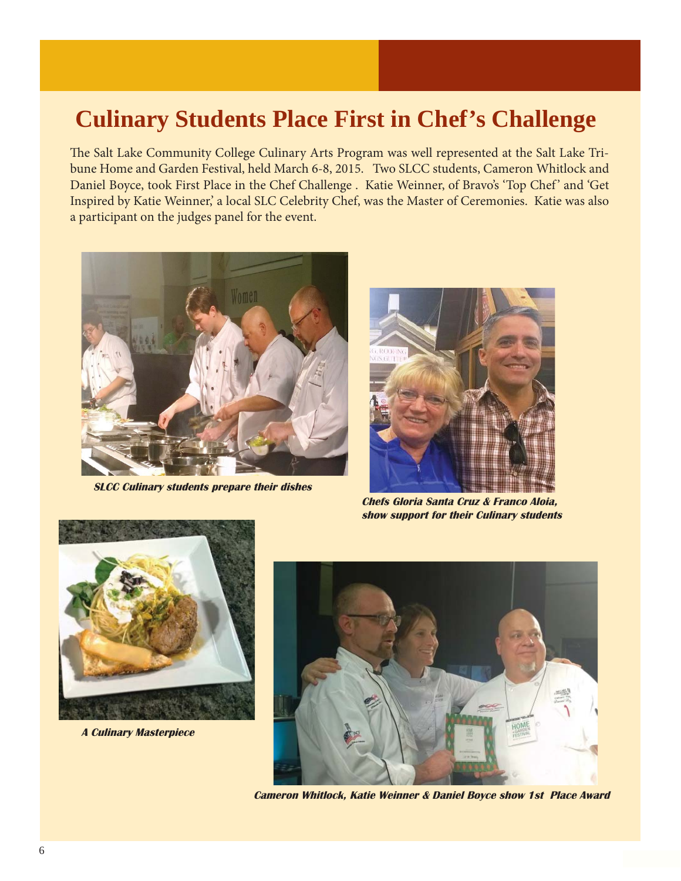# Culinary Students Place First in Chef's Challenge

The Salt Lake Community College Culinary Arts Program was well represented at the Salt Lake Tribune Home and Garden Festival, held March 6-8, 2015. Two SLCC students, Cameron Whitlock and Daniel Boyce, took First Place in the Chef Challenge . Katie Weinner, of Bravo's 'Top Chef' and 'Get Inspired by Katie Weinner,' a local SLC Celebrity Chef, was the Master of Ceremonies. Katie was also a participant on the judges panel for the event.

***SLCC Culinary students prepare their dishes***

***Chefs Gloria Santa Cruz & Franco Aloia, show support for their Culinary students***

***A Culinary Masterpiece***

***Cameron Whitlock, Katie Weinner & Daniel Boyce show 1st Place Award***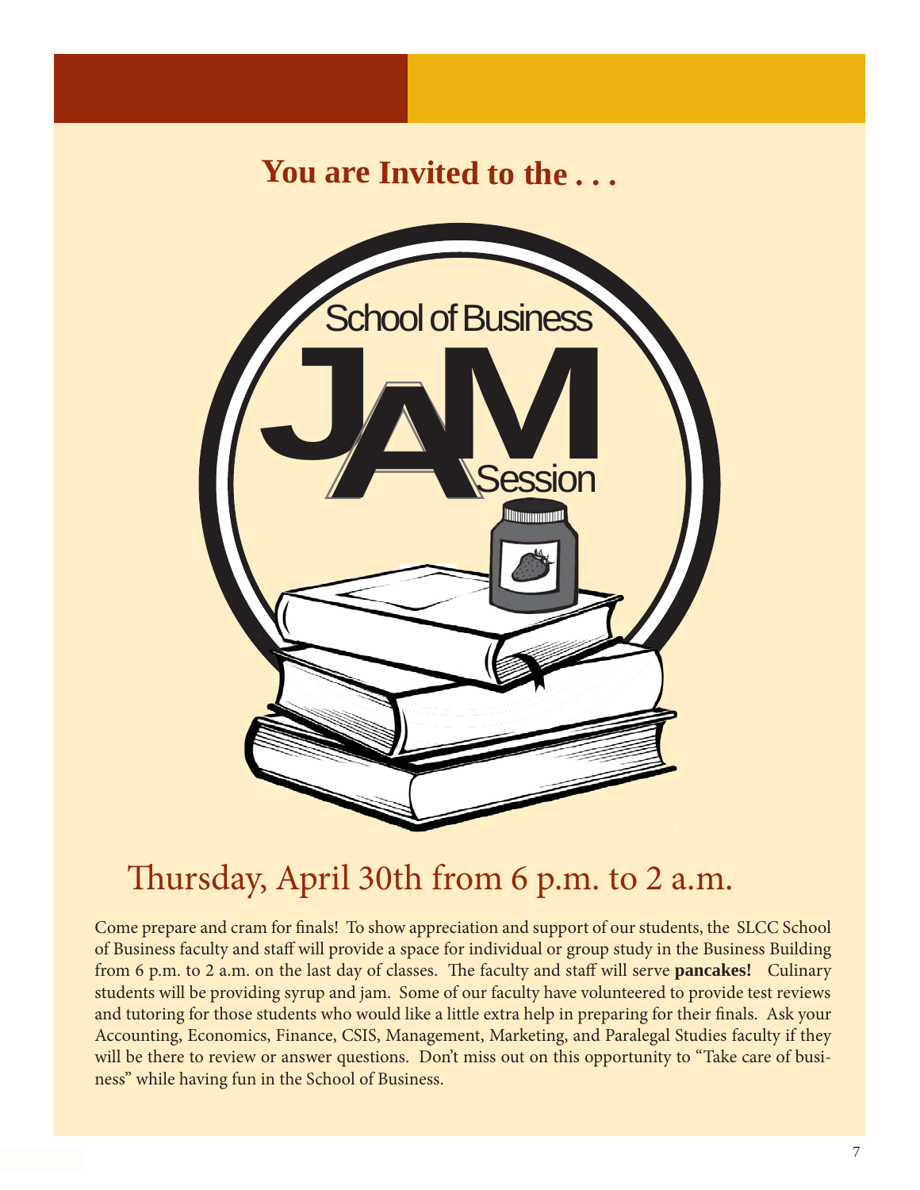## You are Invited to the . . .

# School of Business JAM Session

## Thursday, April 30th from 6 p.m. to 2 a.m.

Come prepare and cram for finals! To show appreciation and support of our students, the SLCC School of Business faculty and staff will provide a space for individual or group study in the Business Building from 6 p.m. to 2 a.m. on the last day of classes. The faculty and staff will serve **pancakes!** Culinary students will be providing syrup and jam. Some of our faculty have volunteered to provide test reviews and tutoring for those students who would like a little extra help in preparing for their finals. Ask your Accounting, Economics, Finance, CSIS, Management, Marketing, and Paralegal Studies faculty if they will be there to review or answer questions. Don't miss out on this opportunity to "Take care of business" while having fun in the School of Business.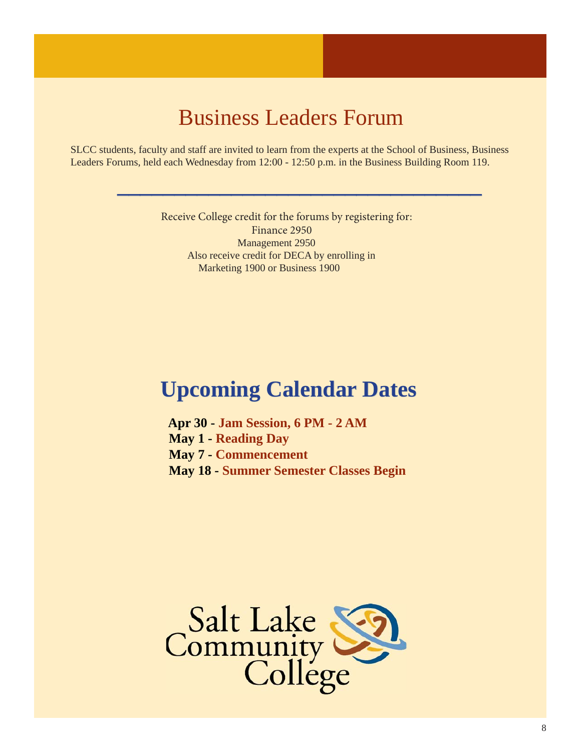# Business Leaders Forum

SLCC students, faculty and staff are invited to learn from the experts at the School of Business, Business Leaders Forums, held each Wednesday from 12:00 - 12:50 p.m. in the Business Building Room 119.

---

Receive College credit for the forums by registering for:
Finance 2950
Management 2950
Also receive credit for DECA by enrolling in
Marketing 1900 or Business 1900

# Upcoming Calendar Dates

**Apr 30 - Jam Session, 6 PM - 2 AM**
**May 1 - Reading Day**
**May 7 - Commencement**
**May 18 - Summer Semester Classes Begin**

Salt Lake Community College